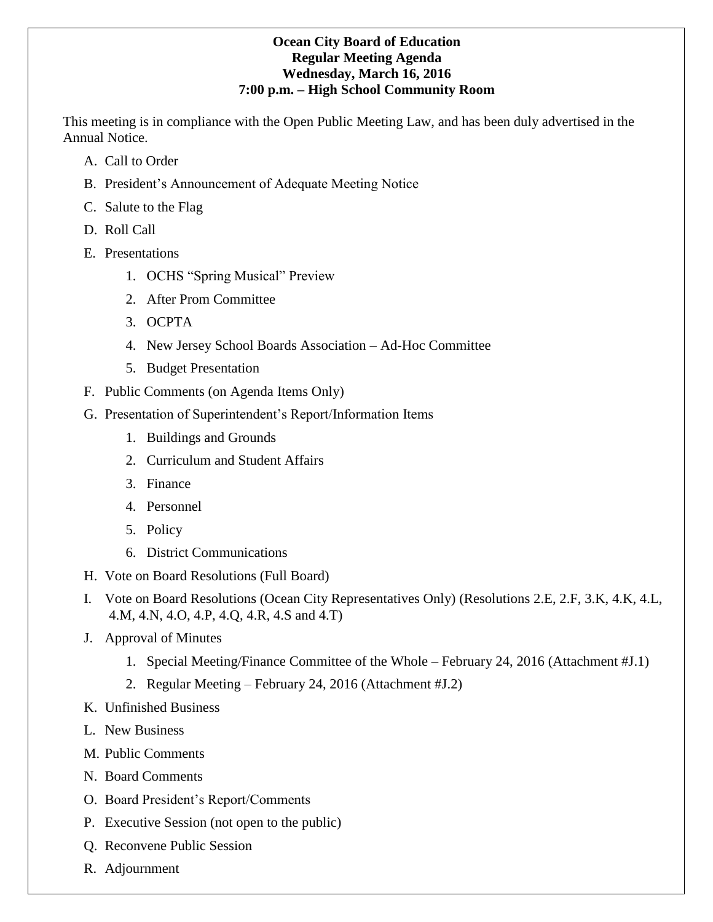**Ocean City Board of Education**
**Regular Meeting Agenda**
**Wednesday, March 16, 2016**
**7:00 p.m. – High School Community Room**

This meeting is in compliance with the Open Public Meeting Law, and has been duly advertised in the Annual Notice.

A. Call to Order

B. President's Announcement of Adequate Meeting Notice

C. Salute to the Flag

D. Roll Call

E. Presentations

   1. OCHS "Spring Musical" Preview
   2. After Prom Committee
   3. OCPTA
   4. New Jersey School Boards Association – Ad-Hoc Committee
   5. Budget Presentation

F. Public Comments (on Agenda Items Only)

G. Presentation of Superintendent's Report/Information Items

   1. Buildings and Grounds
   2. Curriculum and Student Affairs
   3. Finance
   4. Personnel
   5. Policy
   6. District Communications

H. Vote on Board Resolutions (Full Board)

I. Vote on Board Resolutions (Ocean City Representatives Only) (Resolutions 2.E, 2.F, 3.K, 4.K, 4.L, 4.M, 4.N, 4.O, 4.P, 4.Q, 4.R, 4.S and 4.T)

J. Approval of Minutes

   1. Special Meeting/Finance Committee of the Whole – February 24, 2016 (Attachment #J.1)
   2. Regular Meeting – February 24, 2016 (Attachment #J.2)

K. Unfinished Business

L. New Business

M. Public Comments

N. Board Comments

O. Board President's Report/Comments

P. Executive Session (not open to the public)

Q. Reconvene Public Session

R. Adjournment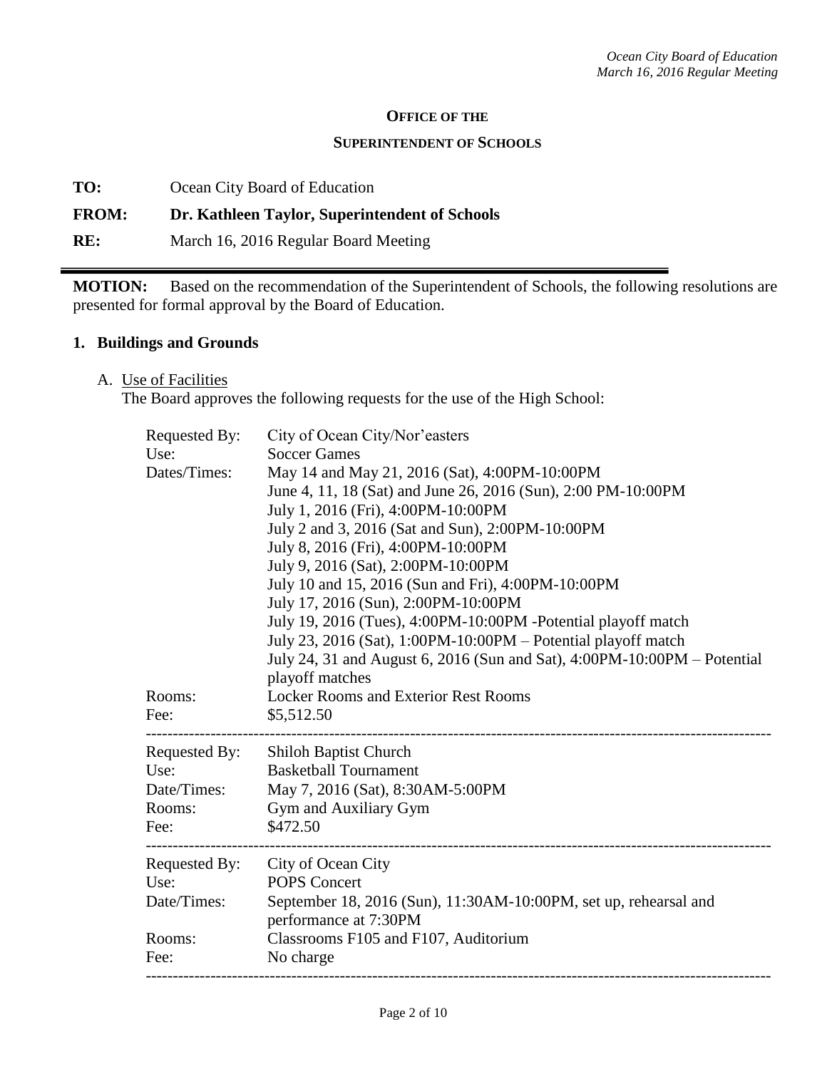**OFFICE OF THE**

**SUPERINTENDENT OF SCHOOLS**

**TO:** Ocean City Board of Education

**FROM:** **Dr. Kathleen Taylor, Superintendent of Schools**

**RE:** March 16, 2016 Regular Board Meeting

---

**MOTION:** Based on the recommendation of the Superintendent of Schools, the following resolutions are presented for formal approval by the Board of Education.

## 1. Buildings and Grounds

A. Use of Facilities

The Board approves the following requests for the use of the High School:

Requested By: City of Ocean City/Nor'easters
Use: Soccer Games
Dates/Times: May 14 and May 21, 2016 (Sat), 4:00PM-10:00PM
June 4, 11, 18 (Sat) and June 26, 2016 (Sun), 2:00 PM-10:00PM
July 1, 2016 (Fri), 4:00PM-10:00PM
July 2 and 3, 2016 (Sat and Sun), 2:00PM-10:00PM
July 8, 2016 (Fri), 4:00PM-10:00PM
July 9, 2016 (Sat), 2:00PM-10:00PM
July 10 and 15, 2016 (Sun and Fri), 4:00PM-10:00PM
July 17, 2016 (Sun), 2:00PM-10:00PM
July 19, 2016 (Tues), 4:00PM-10:00PM -Potential playoff match
July 23, 2016 (Sat), 1:00PM-10:00PM – Potential playoff match
July 24, 31 and August 6, 2016 (Sun and Sat), 4:00PM-10:00PM – Potential playoff matches
Rooms: Locker Rooms and Exterior Rest Rooms
Fee: $5,512.50

---

Requested By: Shiloh Baptist Church
Use: Basketball Tournament
Date/Times: May 7, 2016 (Sat), 8:30AM-5:00PM
Rooms: Gym and Auxiliary Gym
Fee: $472.50

---

Requested By: City of Ocean City
Use: POPS Concert
Date/Times: September 18, 2016 (Sun), 11:30AM-10:00PM, set up, rehearsal and performance at 7:30PM
Rooms: Classrooms F105 and F107, Auditorium
Fee: No charge

---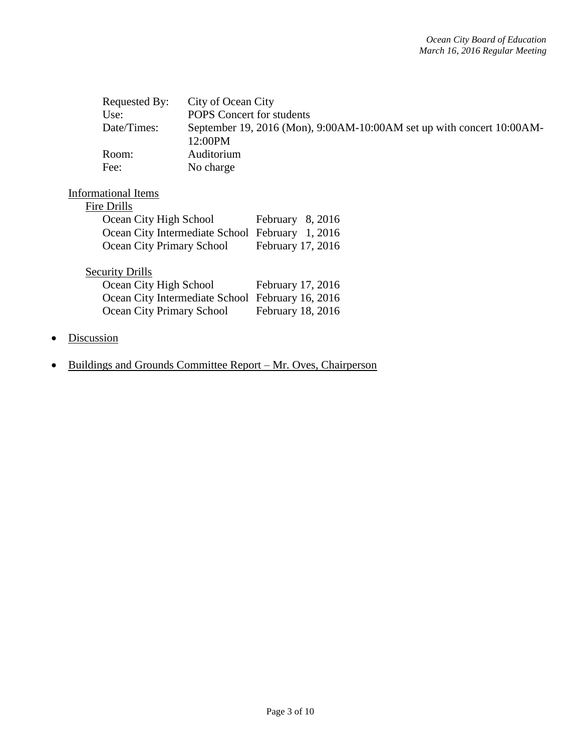Requested By: City of Ocean City
Use: POPS Concert for students
Date/Times: September 19, 2016 (Mon), 9:00AM-10:00AM set up with concert 10:00AM-12:00PM
Room: Auditorium
Fee: No charge

<u>Informational Items</u>

<u>Fire Drills</u>

| | |
|---|---|
| Ocean City High School | February 8, 2016 |
| Ocean City Intermediate School | February 1, 2016 |
| Ocean City Primary School | February 17, 2016 |

<u>Security Drills</u>

| | |
|---|---|
| Ocean City High School | February 17, 2016 |
| Ocean City Intermediate School | February 16, 2016 |
| Ocean City Primary School | February 18, 2016 |

- <u>Discussion</u>
- <u>Buildings and Grounds Committee Report – Mr. Oves, Chairperson</u>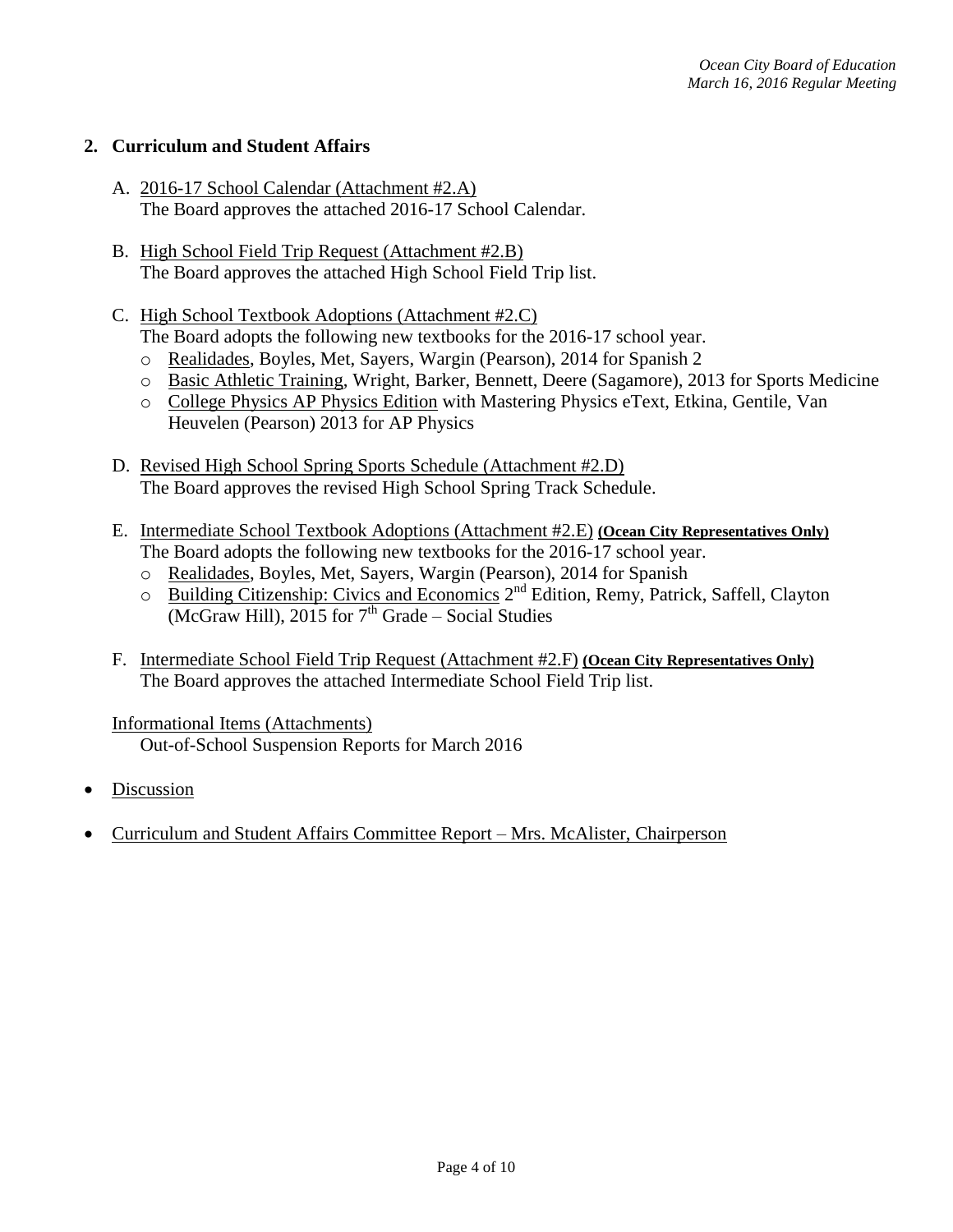## 2. Curriculum and Student Affairs

A. 2016-17 School Calendar (Attachment #2.A)
   The Board approves the attached 2016-17 School Calendar.

B. High School Field Trip Request (Attachment #2.B)
   The Board approves the attached High School Field Trip list.

C. High School Textbook Adoptions (Attachment #2.C)
   The Board adopts the following new textbooks for the 2016-17 school year.
   - Realidades, Boyles, Met, Sayers, Wargin (Pearson), 2014 for Spanish 2
   - Basic Athletic Training, Wright, Barker, Bennett, Deere (Sagamore), 2013 for Sports Medicine
   - College Physics AP Physics Edition with Mastering Physics eText, Etkina, Gentile, Van Heuvelen (Pearson) 2013 for AP Physics

D. Revised High School Spring Sports Schedule (Attachment #2.D)
   The Board approves the revised High School Spring Track Schedule.

E. Intermediate School Textbook Adoptions (Attachment #2.E) **(Ocean City Representatives Only)**
   The Board adopts the following new textbooks for the 2016-17 school year.
   - Realidades, Boyles, Met, Sayers, Wargin (Pearson), 2014 for Spanish
   - Building Citizenship: Civics and Economics 2nd Edition, Remy, Patrick, Saffell, Clayton (McGraw Hill), 2015 for 7th Grade – Social Studies

F. Intermediate School Field Trip Request (Attachment #2.F) **(Ocean City Representatives Only)**
   The Board approves the attached Intermediate School Field Trip list.

Informational Items (Attachments)
   Out-of-School Suspension Reports for March 2016

- Discussion
- Curriculum and Student Affairs Committee Report – Mrs. McAlister, Chairperson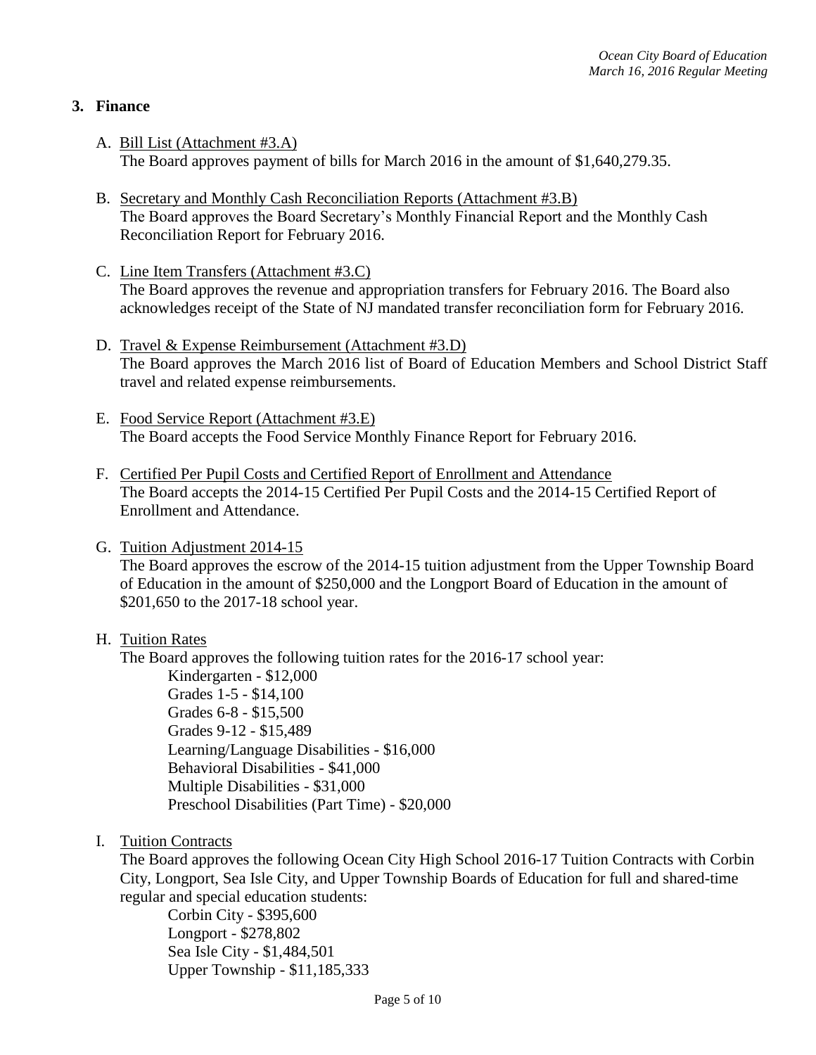## 3. Finance

A. Bill List (Attachment #3.A)
The Board approves payment of bills for March 2016 in the amount of $1,640,279.35.

B. Secretary and Monthly Cash Reconciliation Reports (Attachment #3.B)
The Board approves the Board Secretary's Monthly Financial Report and the Monthly Cash Reconciliation Report for February 2016.

C. Line Item Transfers (Attachment #3.C)
The Board approves the revenue and appropriation transfers for February 2016. The Board also acknowledges receipt of the State of NJ mandated transfer reconciliation form for February 2016.

D. Travel & Expense Reimbursement (Attachment #3.D)
The Board approves the March 2016 list of Board of Education Members and School District Staff travel and related expense reimbursements.

E. Food Service Report (Attachment #3.E)
The Board accepts the Food Service Monthly Finance Report for February 2016.

F. Certified Per Pupil Costs and Certified Report of Enrollment and Attendance
The Board accepts the 2014-15 Certified Per Pupil Costs and the 2014-15 Certified Report of Enrollment and Attendance.

G. Tuition Adjustment 2014-15
The Board approves the escrow of the 2014-15 tuition adjustment from the Upper Township Board of Education in the amount of $250,000 and the Longport Board of Education in the amount of $201,650 to the 2017-18 school year.

H. Tuition Rates
The Board approves the following tuition rates for the 2016-17 school year:
Kindergarten - $12,000
Grades 1-5 - $14,100
Grades 6-8 - $15,500
Grades 9-12 - $15,489
Learning/Language Disabilities - $16,000
Behavioral Disabilities - $41,000
Multiple Disabilities - $31,000
Preschool Disabilities (Part Time) - $20,000

I. Tuition Contracts
The Board approves the following Ocean City High School 2016-17 Tuition Contracts with Corbin City, Longport, Sea Isle City, and Upper Township Boards of Education for full and shared-time regular and special education students:
Corbin City - $395,600
Longport - $278,802
Sea Isle City - $1,484,501
Upper Township - $11,185,333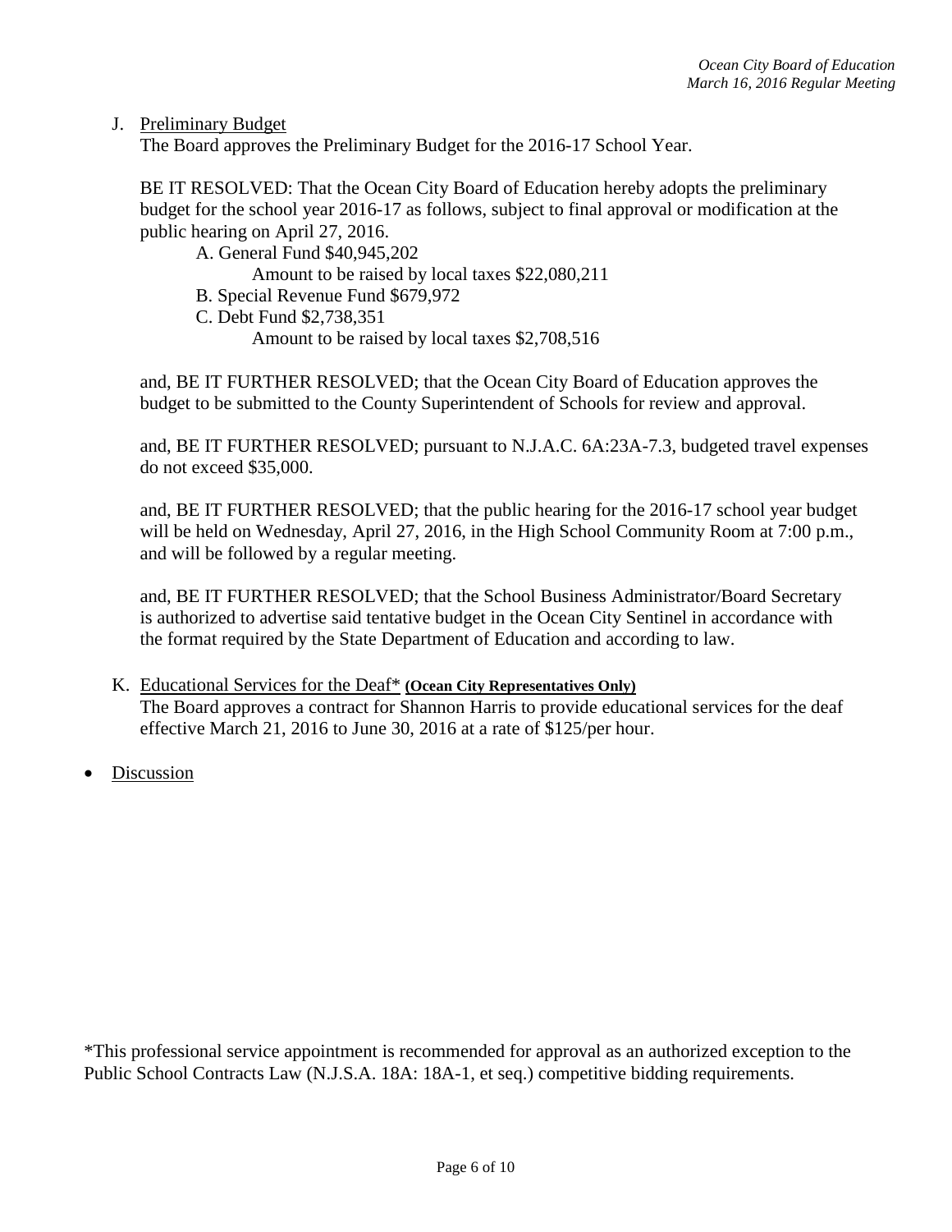J. <u>Preliminary Budget</u>
The Board approves the Preliminary Budget for the 2016-17 School Year.

BE IT RESOLVED: That the Ocean City Board of Education hereby adopts the preliminary budget for the school year 2016-17 as follows, subject to final approval or modification at the public hearing on April 27, 2016.

- A. General Fund $40,945,202
  - Amount to be raised by local taxes $22,080,211
- B. Special Revenue Fund $679,972
- C. Debt Fund $2,738,351
  - Amount to be raised by local taxes $2,708,516

and, BE IT FURTHER RESOLVED; that the Ocean City Board of Education approves the budget to be submitted to the County Superintendent of Schools for review and approval.

and, BE IT FURTHER RESOLVED; pursuant to N.J.A.C. 6A:23A-7.3, budgeted travel expenses do not exceed $35,000.

and, BE IT FURTHER RESOLVED; that the public hearing for the 2016-17 school year budget will be held on Wednesday, April 27, 2016, in the High School Community Room at 7:00 p.m., and will be followed by a regular meeting.

and, BE IT FURTHER RESOLVED; that the School Business Administrator/Board Secretary is authorized to advertise said tentative budget in the Ocean City Sentinel in accordance with the format required by the State Department of Education and according to law.

K. <u>Educational Services for the Deaf*</u> **<u>(Ocean City Representatives Only)</u>**
The Board approves a contract for Shannon Harris to provide educational services for the deaf effective March 21, 2016 to June 30, 2016 at a rate of $125/per hour.

- <u>Discussion</u>

*This professional service appointment is recommended for approval as an authorized exception to the Public School Contracts Law (N.J.S.A. 18A: 18A-1, et seq.) competitive bidding requirements.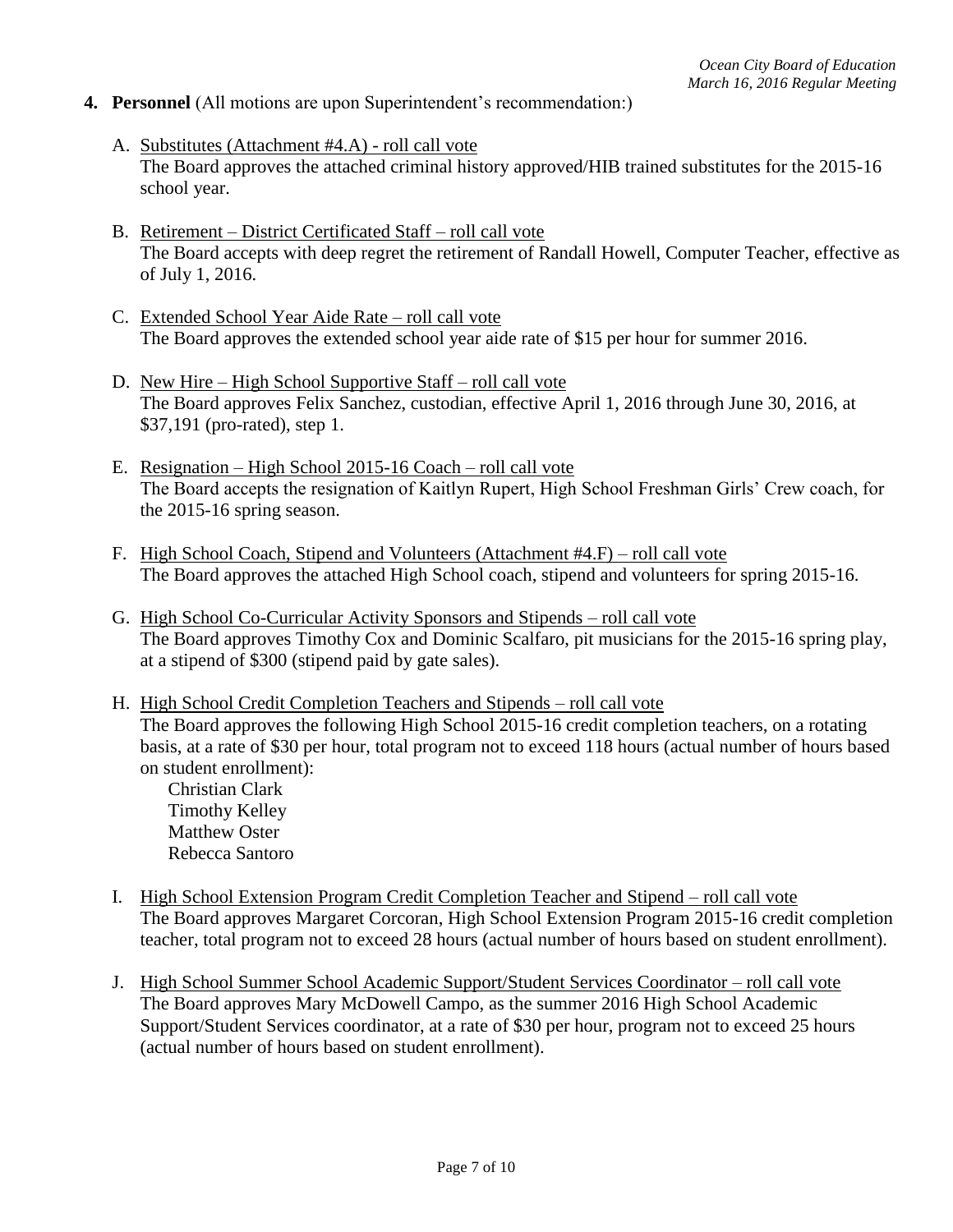**4. Personnel** (All motions are upon Superintendent's recommendation:)

A. Substitutes (Attachment #4.A) - roll call vote
The Board approves the attached criminal history approved/HIB trained substitutes for the 2015-16 school year.

B. Retirement – District Certificated Staff – roll call vote
The Board accepts with deep regret the retirement of Randall Howell, Computer Teacher, effective as of July 1, 2016.

C. Extended School Year Aide Rate – roll call vote
The Board approves the extended school year aide rate of $15 per hour for summer 2016.

D. New Hire – High School Supportive Staff – roll call vote
The Board approves Felix Sanchez, custodian, effective April 1, 2016 through June 30, 2016, at $37,191 (pro-rated), step 1.

E. Resignation – High School 2015-16 Coach – roll call vote
The Board accepts the resignation of Kaitlyn Rupert, High School Freshman Girls' Crew coach, for the 2015-16 spring season.

F. High School Coach, Stipend and Volunteers (Attachment #4.F) – roll call vote
The Board approves the attached High School coach, stipend and volunteers for spring 2015-16.

G. High School Co-Curricular Activity Sponsors and Stipends – roll call vote
The Board approves Timothy Cox and Dominic Scalfaro, pit musicians for the 2015-16 spring play, at a stipend of $300 (stipend paid by gate sales).

H. High School Credit Completion Teachers and Stipends – roll call vote
The Board approves the following High School 2015-16 credit completion teachers, on a rotating basis, at a rate of $30 per hour, total program not to exceed 118 hours (actual number of hours based on student enrollment):

Christian Clark
Timothy Kelley
Matthew Oster
Rebecca Santoro

I. High School Extension Program Credit Completion Teacher and Stipend – roll call vote
The Board approves Margaret Corcoran, High School Extension Program 2015-16 credit completion teacher, total program not to exceed 28 hours (actual number of hours based on student enrollment).

J. High School Summer School Academic Support/Student Services Coordinator – roll call vote
The Board approves Mary McDowell Campo, as the summer 2016 High School Academic Support/Student Services coordinator, at a rate of $30 per hour, program not to exceed 25 hours (actual number of hours based on student enrollment).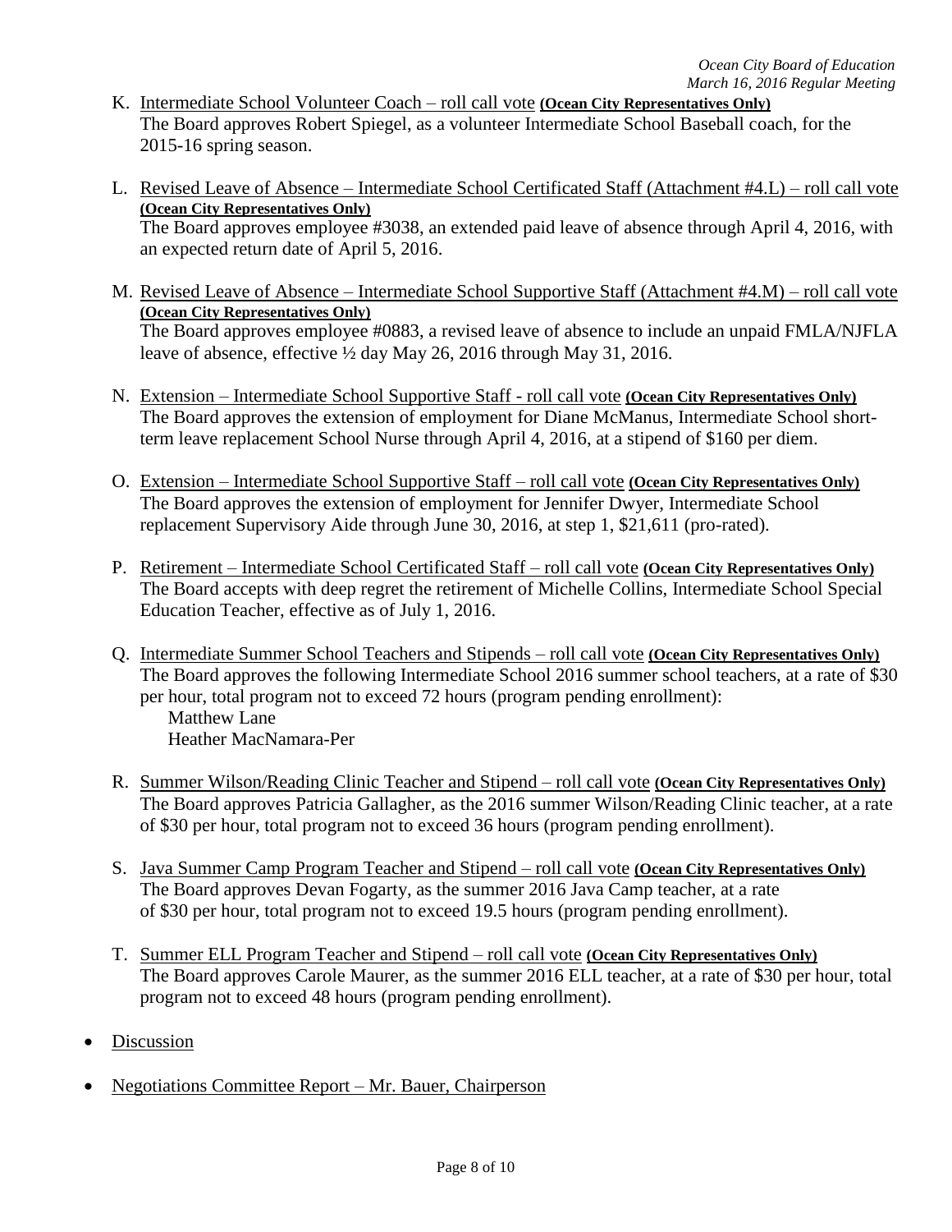K. Intermediate School Volunteer Coach – roll call vote **(Ocean City Representatives Only)**
   The Board approves Robert Spiegel, as a volunteer Intermediate School Baseball coach, for the 2015-16 spring season.

L. Revised Leave of Absence – Intermediate School Certificated Staff (Attachment #4.L) – roll call vote **(Ocean City Representatives Only)**
   The Board approves employee #3038, an extended paid leave of absence through April 4, 2016, with an expected return date of April 5, 2016.

M. Revised Leave of Absence – Intermediate School Supportive Staff (Attachment #4.M) – roll call vote **(Ocean City Representatives Only)**
   The Board approves employee #0883, a revised leave of absence to include an unpaid FMLA/NJFLA leave of absence, effective ½ day May 26, 2016 through May 31, 2016.

N. Extension – Intermediate School Supportive Staff - roll call vote **(Ocean City Representatives Only)**
   The Board approves the extension of employment for Diane McManus, Intermediate School short-term leave replacement School Nurse through April 4, 2016, at a stipend of $160 per diem.

O. Extension – Intermediate School Supportive Staff – roll call vote **(Ocean City Representatives Only)**
   The Board approves the extension of employment for Jennifer Dwyer, Intermediate School replacement Supervisory Aide through June 30, 2016, at step 1, $21,611 (pro-rated).

P. Retirement – Intermediate School Certificated Staff – roll call vote **(Ocean City Representatives Only)**
   The Board accepts with deep regret the retirement of Michelle Collins, Intermediate School Special Education Teacher, effective as of July 1, 2016.

Q. Intermediate Summer School Teachers and Stipends – roll call vote **(Ocean City Representatives Only)**
   The Board approves the following Intermediate School 2016 summer school teachers, at a rate of $30 per hour, total program not to exceed 72 hours (program pending enrollment):
   Matthew Lane
   Heather MacNamara-Per

R. Summer Wilson/Reading Clinic Teacher and Stipend – roll call vote **(Ocean City Representatives Only)**
   The Board approves Patricia Gallagher, as the 2016 summer Wilson/Reading Clinic teacher, at a rate of $30 per hour, total program not to exceed 36 hours (program pending enrollment).

S. Java Summer Camp Program Teacher and Stipend – roll call vote **(Ocean City Representatives Only)**
   The Board approves Devan Fogarty, as the summer 2016 Java Camp teacher, at a rate of $30 per hour, total program not to exceed 19.5 hours (program pending enrollment).

T. Summer ELL Program Teacher and Stipend – roll call vote **(Ocean City Representatives Only)**
   The Board approves Carole Maurer, as the summer 2016 ELL teacher, at a rate of $30 per hour, total program not to exceed 48 hours (program pending enrollment).

- Discussion

- Negotiations Committee Report – Mr. Bauer, Chairperson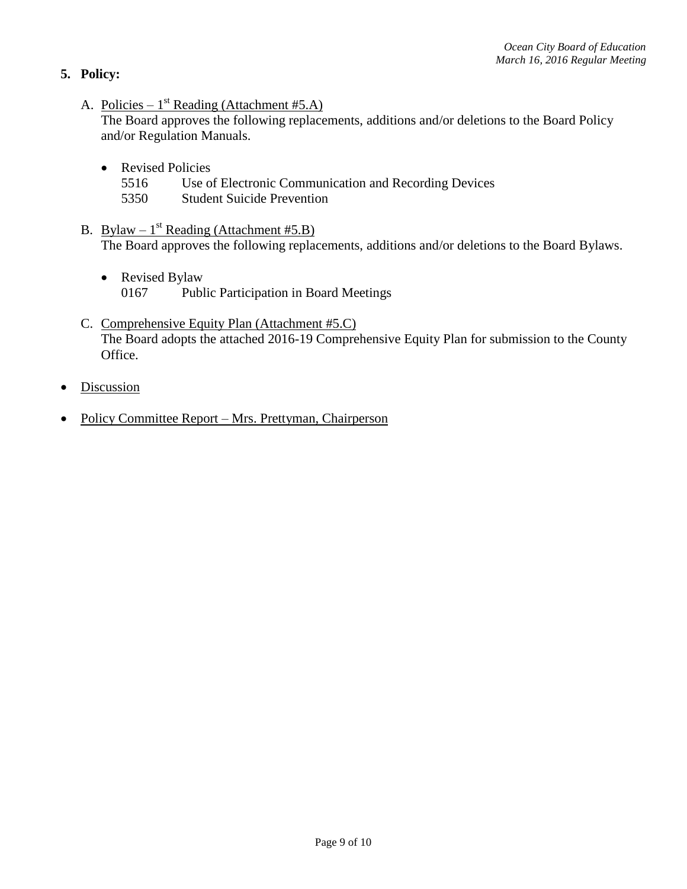**5. Policy:**

A. Policies – 1st Reading (Attachment #5.A)
The Board approves the following replacements, additions and/or deletions to the Board Policy and/or Regulation Manuals.

- Revised Policies
  5516 Use of Electronic Communication and Recording Devices
  5350 Student Suicide Prevention

B. Bylaw – 1st Reading (Attachment #5.B)
The Board approves the following replacements, additions and/or deletions to the Board Bylaws.

- Revised Bylaw
  0167 Public Participation in Board Meetings

C. Comprehensive Equity Plan (Attachment #5.C)
The Board adopts the attached 2016-19 Comprehensive Equity Plan for submission to the County Office.

- Discussion
- Policy Committee Report – Mrs. Prettyman, Chairperson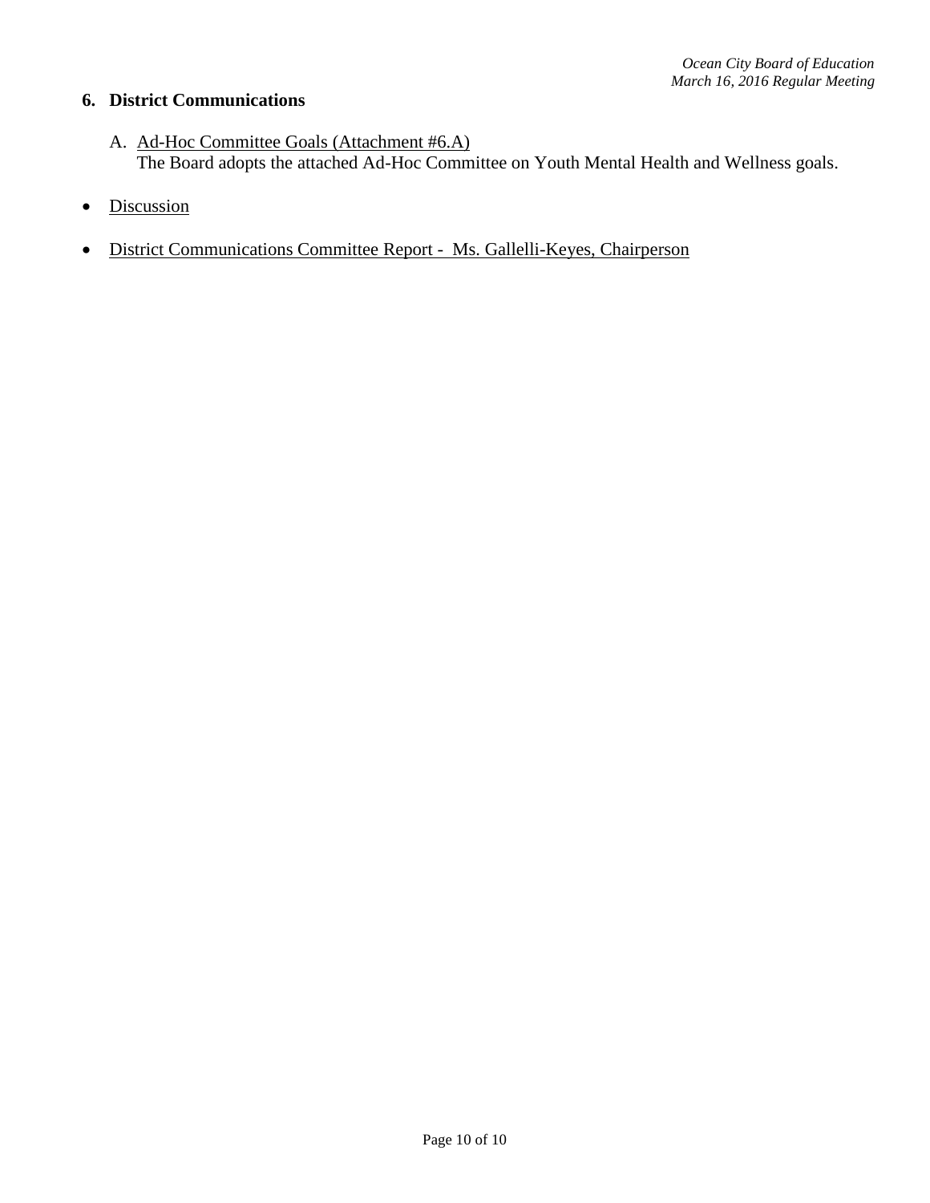## 6. District Communications

A. Ad-Hoc Committee Goals (Attachment #6.A)
   The Board adopts the attached Ad-Hoc Committee on Youth Mental Health and Wellness goals.

- Discussion

- District Communications Committee Report - Ms. Gallelli-Keyes, Chairperson